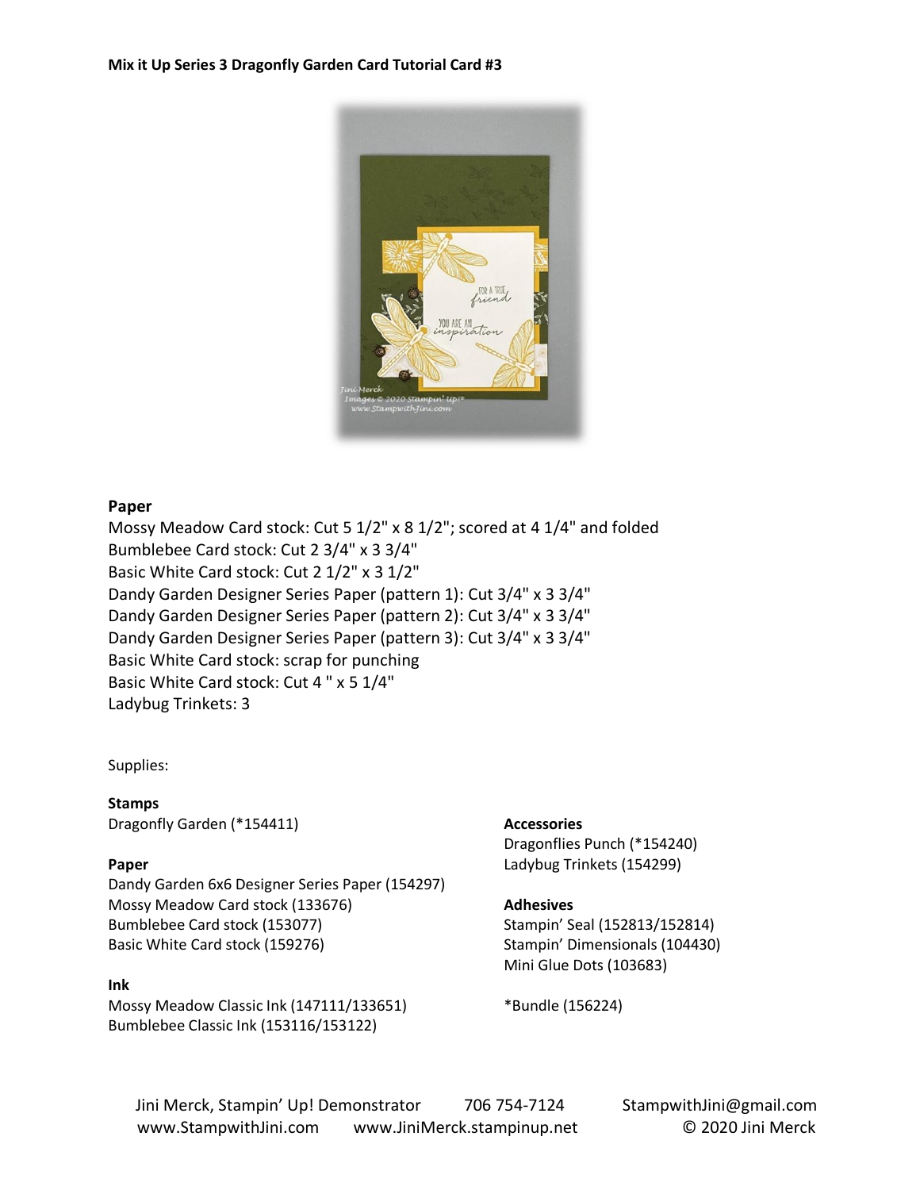**Mix it Up Series 3 Dragonfly Garden Card Tutorial Card #3**

**Paper**

Mossy Meadow Card stock: Cut 5 1/2" x 8 1/2"; scored at 4 1/4" and folded
Bumblebee Card stock: Cut 2 3/4" x 3 3/4"
Basic White Card stock: Cut 2 1/2" x 3 1/2"
Dandy Garden Designer Series Paper (pattern 1): Cut 3/4" x 3 3/4"
Dandy Garden Designer Series Paper (pattern 2): Cut 3/4" x 3 3/4"
Dandy Garden Designer Series Paper (pattern 3): Cut 3/4" x 3 3/4"
Basic White Card stock: scrap for punching
Basic White Card stock: Cut 4 " x 5 1/4"
Ladybug Trinkets: 3

Supplies:

**Stamps**
Dragonfly Garden (*154411)

**Paper**
Dandy Garden 6x6 Designer Series Paper (154297)
Mossy Meadow Card stock (133676)
Bumblebee Card stock (153077)
Basic White Card stock (159276)

**Ink**
Mossy Meadow Classic Ink (147111/133651)
Bumblebee Classic Ink (153116/153122)

**Accessories**
Dragonflies Punch (*154240)
Ladybug Trinkets (154299)

**Adhesives**
Stampin' Seal (152813/152814)
Stampin' Dimensionals (104430)
Mini Glue Dots (103683)

*Bundle (156224)

Jini Merck, Stampin' Up! Demonstrator 706 754-7124 StampwithJini@gmail.com
www.StampwithJini.com www.JiniMerck.stampinup.net © 2020 Jini Merck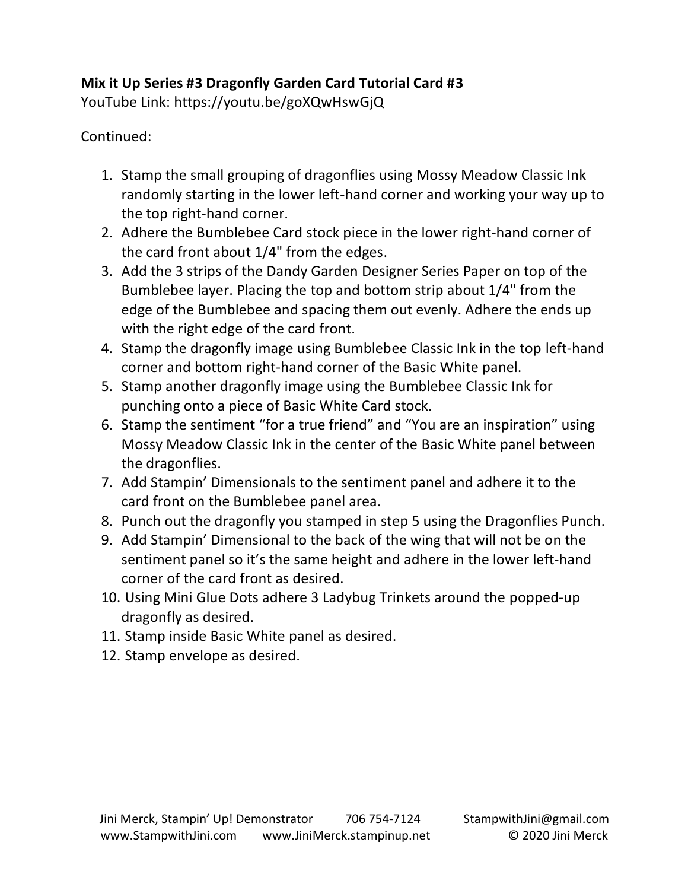**Mix it Up Series #3 Dragonfly Garden Card Tutorial Card #3**
YouTube Link: https://youtu.be/goXQwHswGjQ

Continued:

1. Stamp the small grouping of dragonflies using Mossy Meadow Classic Ink randomly starting in the lower left-hand corner and working your way up to the top right-hand corner.
2. Adhere the Bumblebee Card stock piece in the lower right-hand corner of the card front about 1/4" from the edges.
3. Add the 3 strips of the Dandy Garden Designer Series Paper on top of the Bumblebee layer. Placing the top and bottom strip about 1/4" from the edge of the Bumblebee and spacing them out evenly. Adhere the ends up with the right edge of the card front.
4. Stamp the dragonfly image using Bumblebee Classic Ink in the top left-hand corner and bottom right-hand corner of the Basic White panel.
5. Stamp another dragonfly image using the Bumblebee Classic Ink for punching onto a piece of Basic White Card stock.
6. Stamp the sentiment "for a true friend" and "You are an inspiration" using Mossy Meadow Classic Ink in the center of the Basic White panel between the dragonflies.
7. Add Stampin' Dimensionals to the sentiment panel and adhere it to the card front on the Bumblebee panel area.
8. Punch out the dragonfly you stamped in step 5 using the Dragonflies Punch.
9. Add Stampin' Dimensional to the back of the wing that will not be on the sentiment panel so it's the same height and adhere in the lower left-hand corner of the card front as desired.
10. Using Mini Glue Dots adhere 3 Ladybug Trinkets around the popped-up dragonfly as desired.
11. Stamp inside Basic White panel as desired.
12. Stamp envelope as desired.

Jini Merck, Stampin' Up! Demonstrator 706 754-7124 StampwithJini@gmail.com
www.StampwithJini.com www.JiniMerck.stampinup.net © 2020 Jini Merck